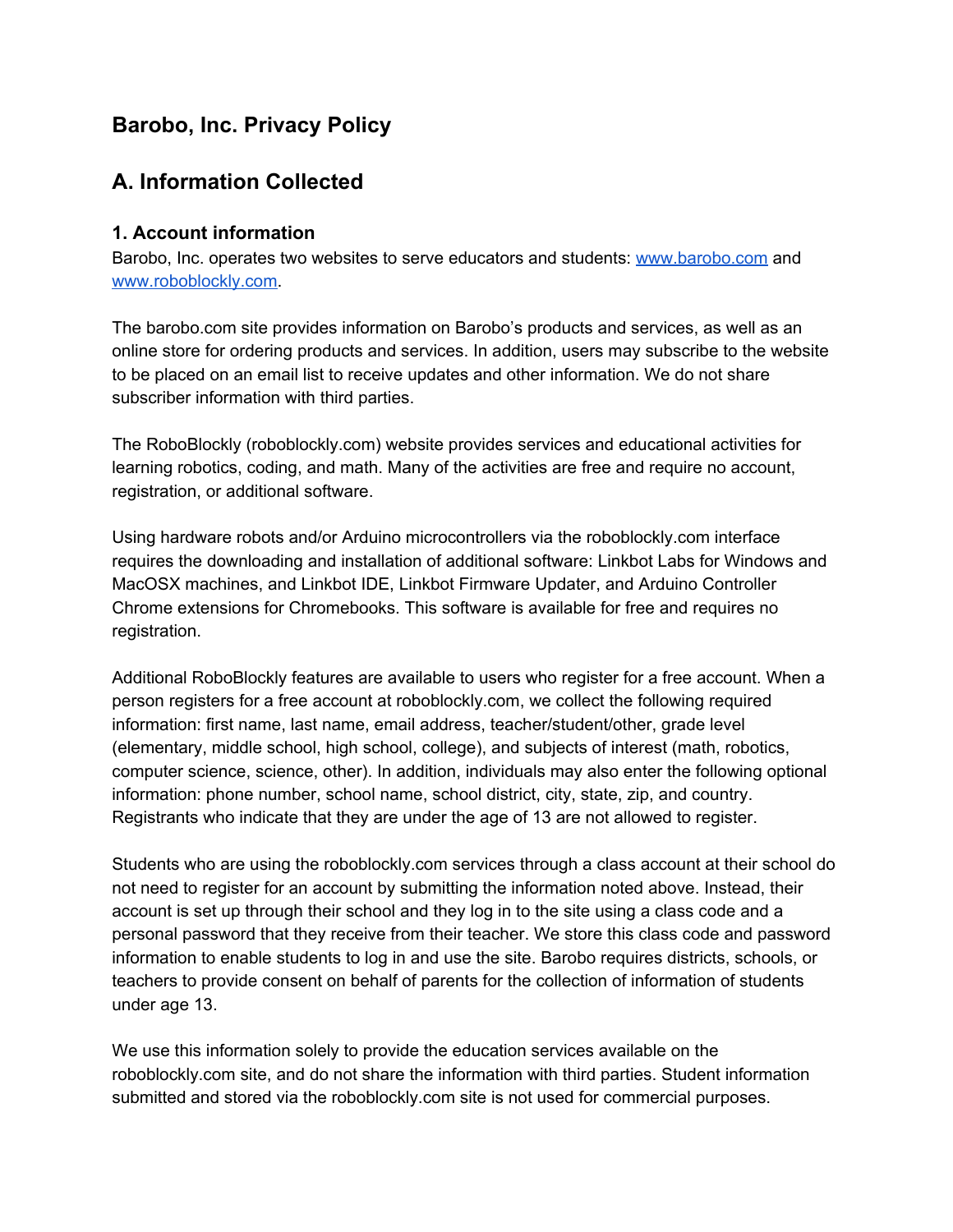## Barobo, Inc. Privacy Policy

## A. Information Collected

### 1. Account information

Barobo, Inc. operates two websites to serve educators and students: [www.barobo.com](http://www.barobo.com) and [www.roboblockly.com](http://www.roboblockly.com).

The barobo.com site provides information on Barobo's products and services, as well as an online store for ordering products and services. In addition, users may subscribe to the website to be placed on an email list to receive updates and other information. We do not share subscriber information with third parties.

The RoboBlockly (roboblockly.com) website provides services and educational activities for learning robotics, coding, and math. Many of the activities are free and require no account, registration, or additional software.

Using hardware robots and/or Arduino microcontrollers via the roboblockly.com interface requires the downloading and installation of additional software: Linkbot Labs for Windows and MacOSX machines, and Linkbot IDE, Linkbot Firmware Updater, and Arduino Controller Chrome extensions for Chromebooks. This software is available for free and requires no registration.

Additional RoboBlockly features are available to users who register for a free account. When a person registers for a free account at roboblockly.com, we collect the following required information: first name, last name, email address, teacher/student/other, grade level (elementary, middle school, high school, college), and subjects of interest (math, robotics, computer science, science, other). In addition, individuals may also enter the following optional information: phone number, school name, school district, city, state, zip, and country. Registrants who indicate that they are under the age of 13 are not allowed to register.

Students who are using the roboblockly.com services through a class account at their school do not need to register for an account by submitting the information noted above. Instead, their account is set up through their school and they log in to the site using a class code and a personal password that they receive from their teacher. We store this class code and password information to enable students to log in and use the site. Barobo requires districts, schools, or teachers to provide consent on behalf of parents for the collection of information of students under age 13.

We use this information solely to provide the education services available on the roboblockly.com site, and do not share the information with third parties. Student information submitted and stored via the roboblockly.com site is not used for commercial purposes.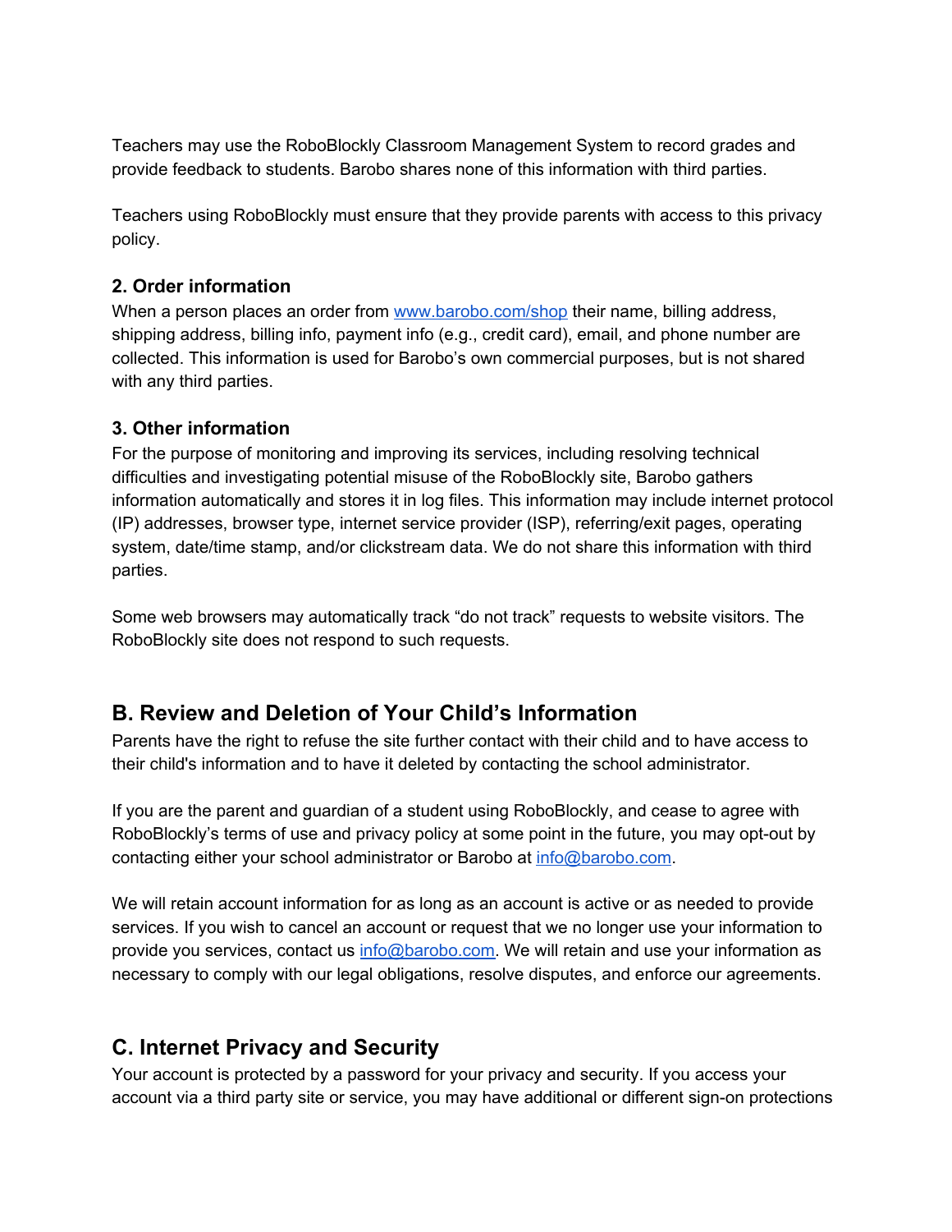Teachers may use the RoboBlockly Classroom Management System to record grades and provide feedback to students. Barobo shares none of this information with third parties.

Teachers using RoboBlockly must ensure that they provide parents with access to this privacy policy.

### 2. Order information

When a person places an order from [www.barobo.com/shop](www.barobo.com/shop) their name, billing address, shipping address, billing info, payment info (e.g., credit card), email, and phone number are collected. This information is used for Barobo's own commercial purposes, but is not shared with any third parties.

### 3. Other information

For the purpose of monitoring and improving its services, including resolving technical difficulties and investigating potential misuse of the RoboBlockly site, Barobo gathers information automatically and stores it in log files. This information may include internet protocol (IP) addresses, browser type, internet service provider (ISP), referring/exit pages, operating system, date/time stamp, and/or clickstream data. We do not share this information with third parties.

Some web browsers may automatically track "do not track" requests to website visitors. The RoboBlockly site does not respond to such requests.

## B. Review and Deletion of Your Child's Information

Parents have the right to refuse the site further contact with their child and to have access to their child's information and to have it deleted by contacting the school administrator.

If you are the parent and guardian of a student using RoboBlockly, and cease to agree with RoboBlockly's terms of use and privacy policy at some point in the future, you may opt-out by contacting either your school administrator or Barobo at [info@barobo.com](mailto:info@barobo.com).

We will retain account information for as long as an account is active or as needed to provide services. If you wish to cancel an account or request that we no longer use your information to provide you services, contact us [info@barobo.com](mailto:info@barobo.com). We will retain and use your information as necessary to comply with our legal obligations, resolve disputes, and enforce our agreements.

## C. Internet Privacy and Security

Your account is protected by a password for your privacy and security. If you access your account via a third party site or service, you may have additional or different sign-on protections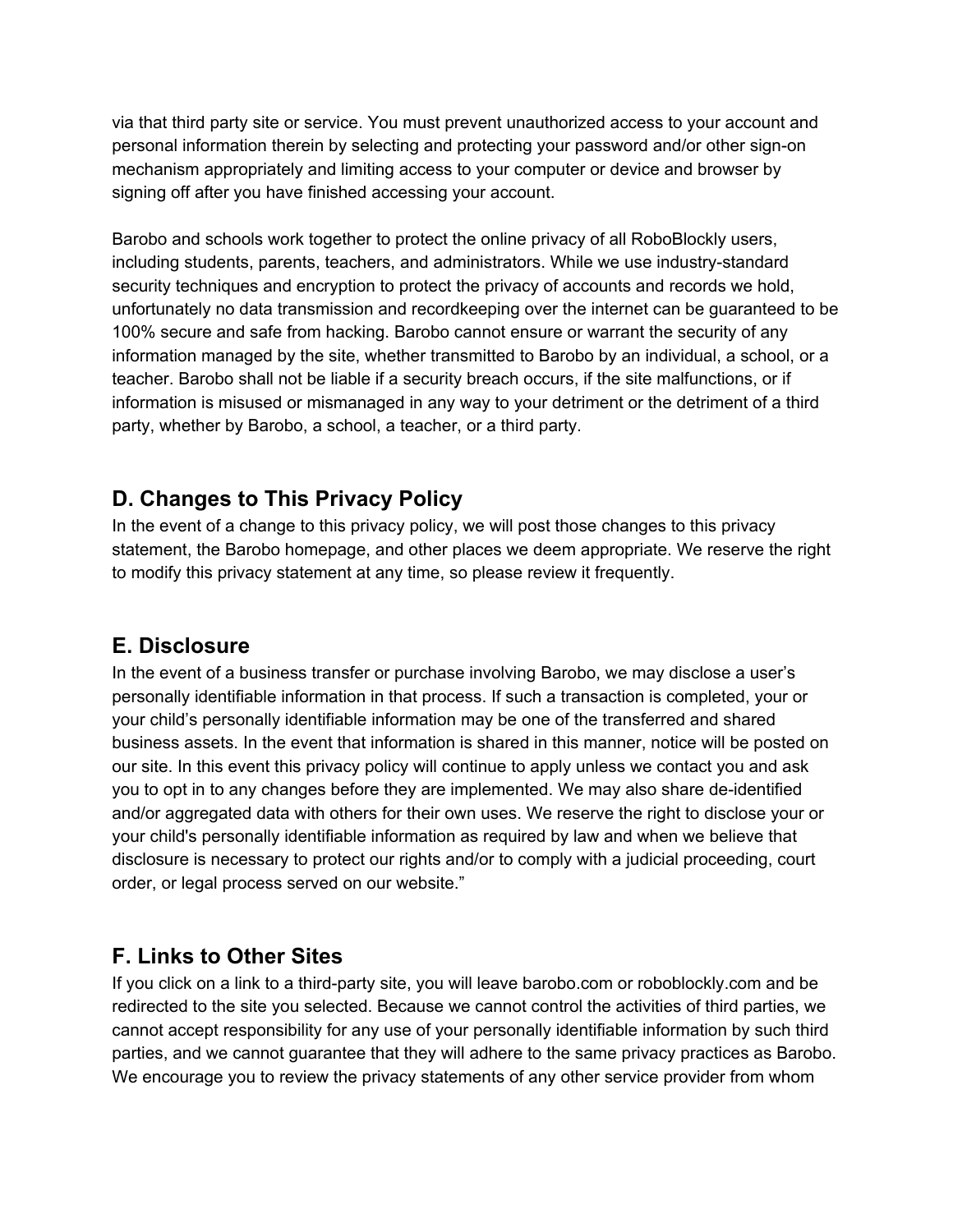via that third party site or service. You must prevent unauthorized access to your account and personal information therein by selecting and protecting your password and/or other sign-on mechanism appropriately and limiting access to your computer or device and browser by signing off after you have finished accessing your account.

Barobo and schools work together to protect the online privacy of all RoboBlockly users, including students, parents, teachers, and administrators. While we use industry-standard security techniques and encryption to protect the privacy of accounts and records we hold, unfortunately no data transmission and recordkeeping over the internet can be guaranteed to be 100% secure and safe from hacking. Barobo cannot ensure or warrant the security of any information managed by the site, whether transmitted to Barobo by an individual, a school, or a teacher. Barobo shall not be liable if a security breach occurs, if the site malfunctions, or if information is misused or mismanaged in any way to your detriment or the detriment of a third party, whether by Barobo, a school, a teacher, or a third party.

## D. Changes to This Privacy Policy

In the event of a change to this privacy policy, we will post those changes to this privacy statement, the Barobo homepage, and other places we deem appropriate. We reserve the right to modify this privacy statement at any time, so please review it frequently.

## E. Disclosure

In the event of a business transfer or purchase involving Barobo, we may disclose a user's personally identifiable information in that process. If such a transaction is completed, your or your child's personally identifiable information may be one of the transferred and shared business assets. In the event that information is shared in this manner, notice will be posted on our site. In this event this privacy policy will continue to apply unless we contact you and ask you to opt in to any changes before they are implemented. We may also share de-identified and/or aggregated data with others for their own uses. We reserve the right to disclose your or your child's personally identifiable information as required by law and when we believe that disclosure is necessary to protect our rights and/or to comply with a judicial proceeding, court order, or legal process served on our website."

## F. Links to Other Sites

If you click on a link to a third-party site, you will leave barobo.com or roboblockly.com and be redirected to the site you selected. Because we cannot control the activities of third parties, we cannot accept responsibility for any use of your personally identifiable information by such third parties, and we cannot guarantee that they will adhere to the same privacy practices as Barobo. We encourage you to review the privacy statements of any other service provider from whom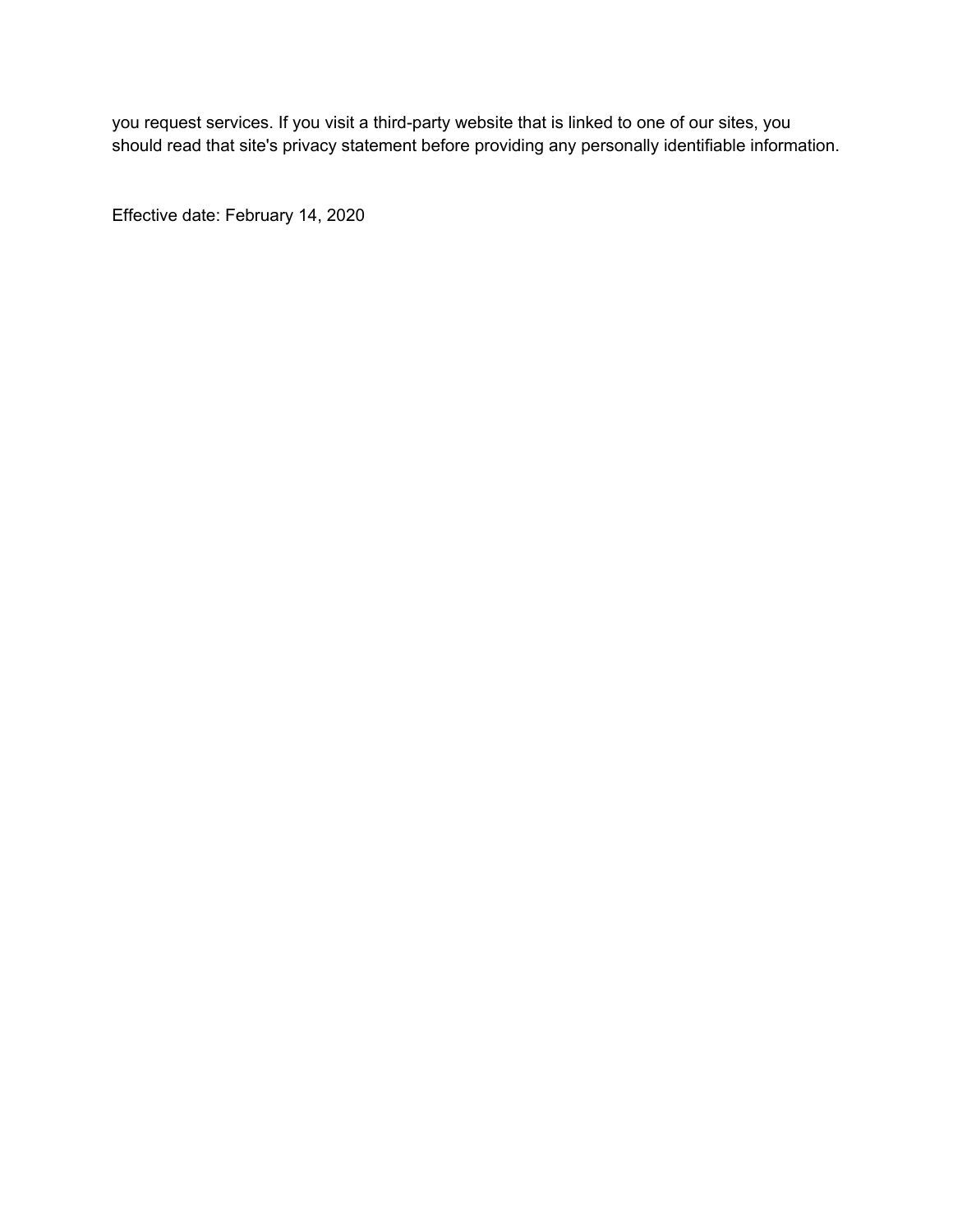you request services. If you visit a third-party website that is linked to one of our sites, you should read that site's privacy statement before providing any personally identifiable information.

Effective date: February 14, 2020